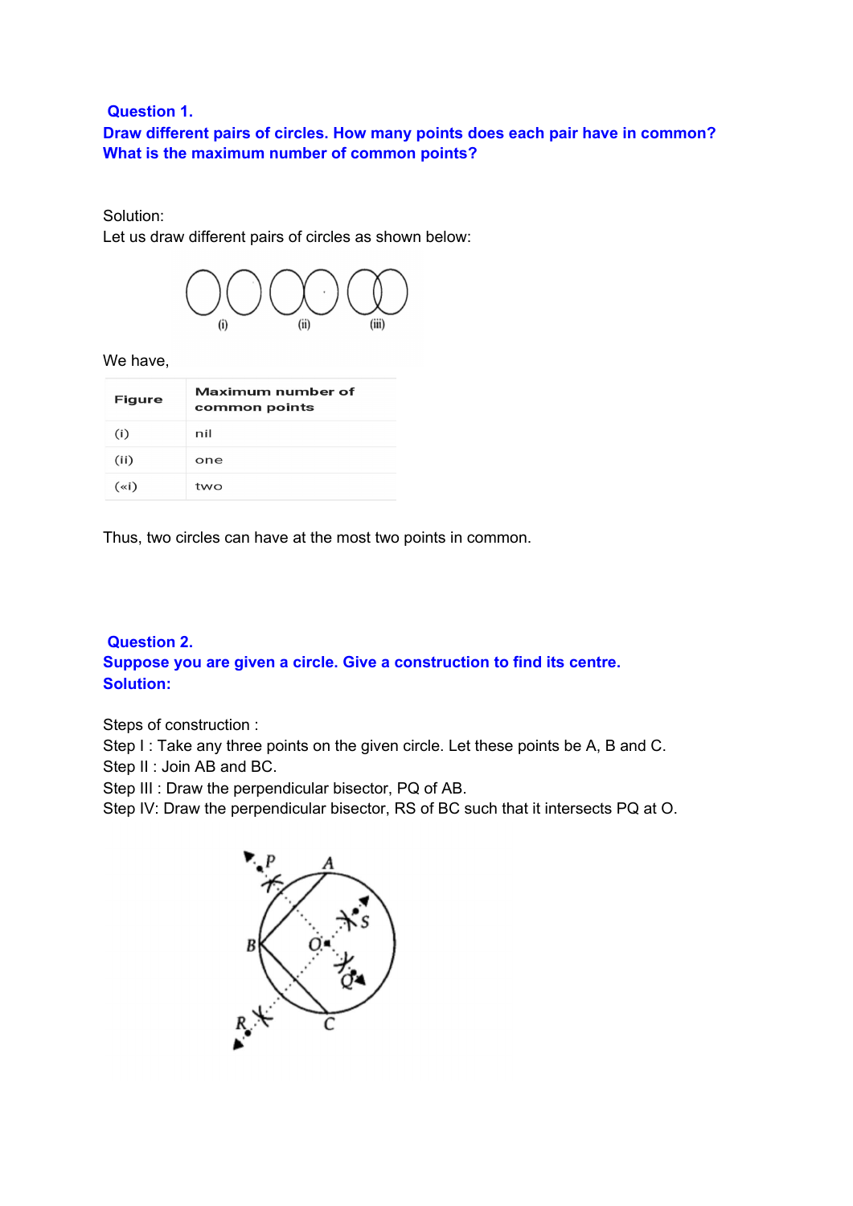**Question 1.**
**Draw different pairs of circles. How many points does each pair have in common? What is the maximum number of common points?**

Solution:
Let us draw different pairs of circles as shown below:

We have,

| Figure | Maximum number of common points |
|---|---|
| (i) | nil |
| (ii) | one |
| («i) | two |

Thus, two circles can have at the most two points in common.

**Question 2.**
**Suppose you are given a circle. Give a construction to find its centre.**
**Solution:**

Steps of construction :
Step I : Take any three points on the given circle. Let these points be A, B and C.
Step II : Join AB and BC.
Step III : Draw the perpendicular bisector, PQ of AB.
Step IV: Draw the perpendicular bisector, RS of BC such that it intersects PQ at O.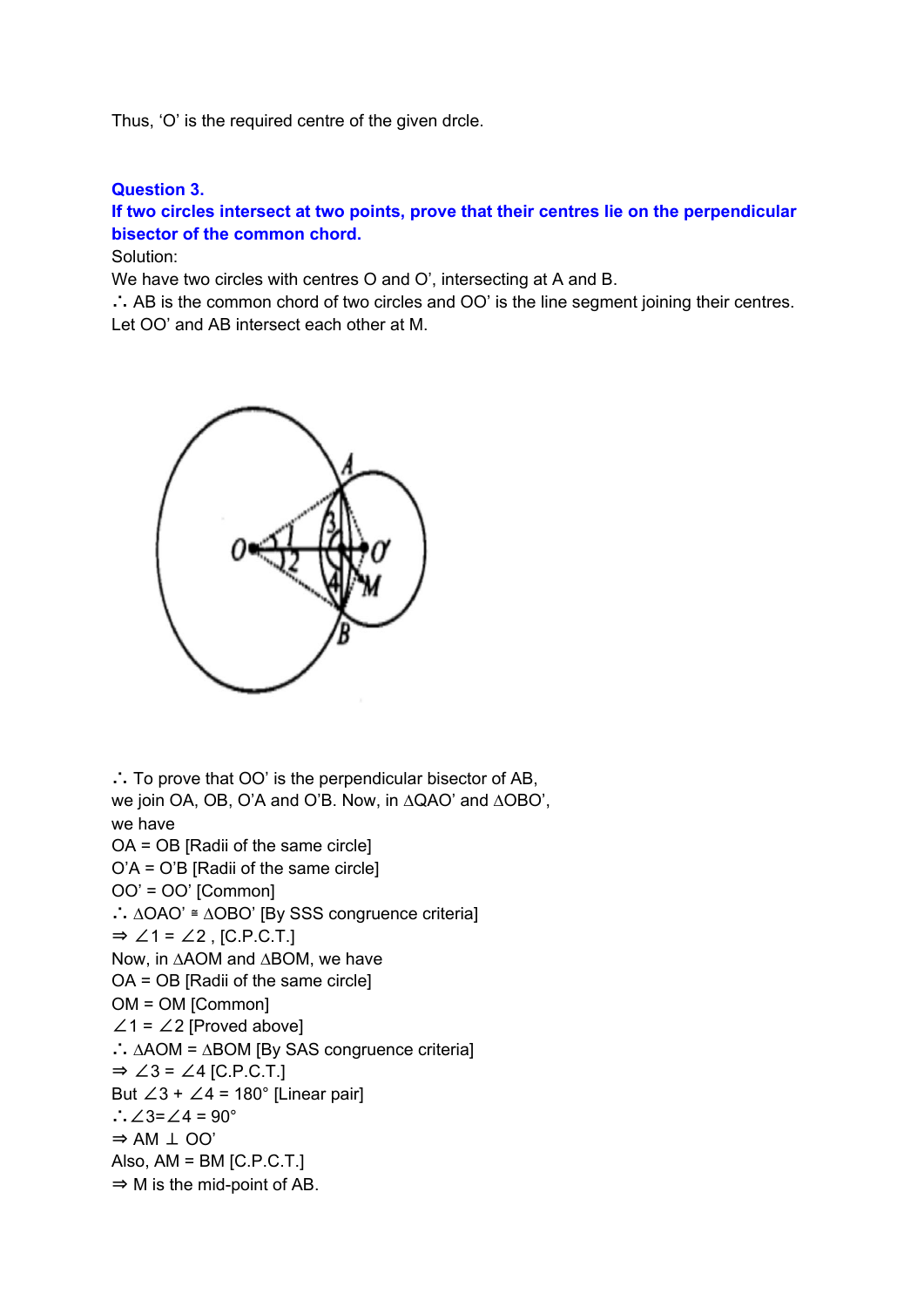Thus, 'O' is the required centre of the given drcle.

**Question 3.**
**If two circles intersect at two points, prove that their centres lie on the perpendicular bisector of the common chord.**

Solution:
We have two circles with centres O and O', intersecting at A and B.
∴ AB is the common chord of two circles and OO' is the line segment joining their centres.
Let OO' and AB intersect each other at M.

∴ To prove that OO' is the perpendicular bisector of AB,
we join OA, OB, O'A and O'B. Now, in △QAO' and △OBO',
we have
OA = OB [Radii of the same circle]
O'A = O'B [Radii of the same circle]
OO' = OO' [Common]
∴ △OAO' ≅ △OBO' [By SSS congruence criteria]
⇒ ∠1 = ∠2 , [C.P.C.T.]
Now, in △AOM and △BOM, we have
OA = OB [Radii of the same circle]
OM = OM [Common]
∠1 = ∠2 [Proved above]
∴ △AOM = △BOM [By SAS congruence criteria]
⇒ ∠3 = ∠4 [C.P.C.T.]
But ∠3 + ∠4 = 180° [Linear pair]
∴∠3=∠4 = 90°
⇒ AM ⊥ OO'
Also, AM = BM [C.P.C.T.]
⇒ M is the mid-point of AB.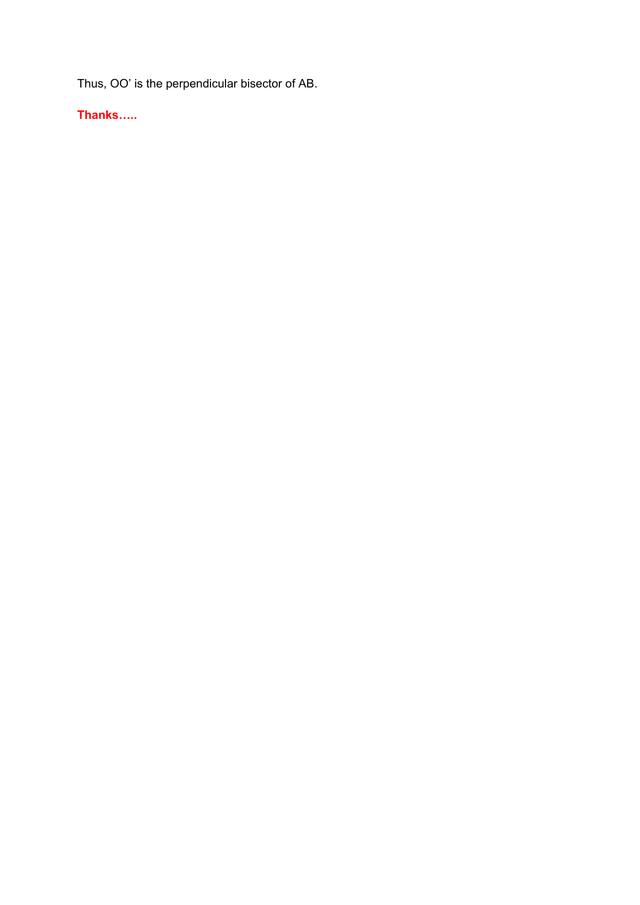Thus, OO’ is the perpendicular bisector of AB.

**Thanks…..**